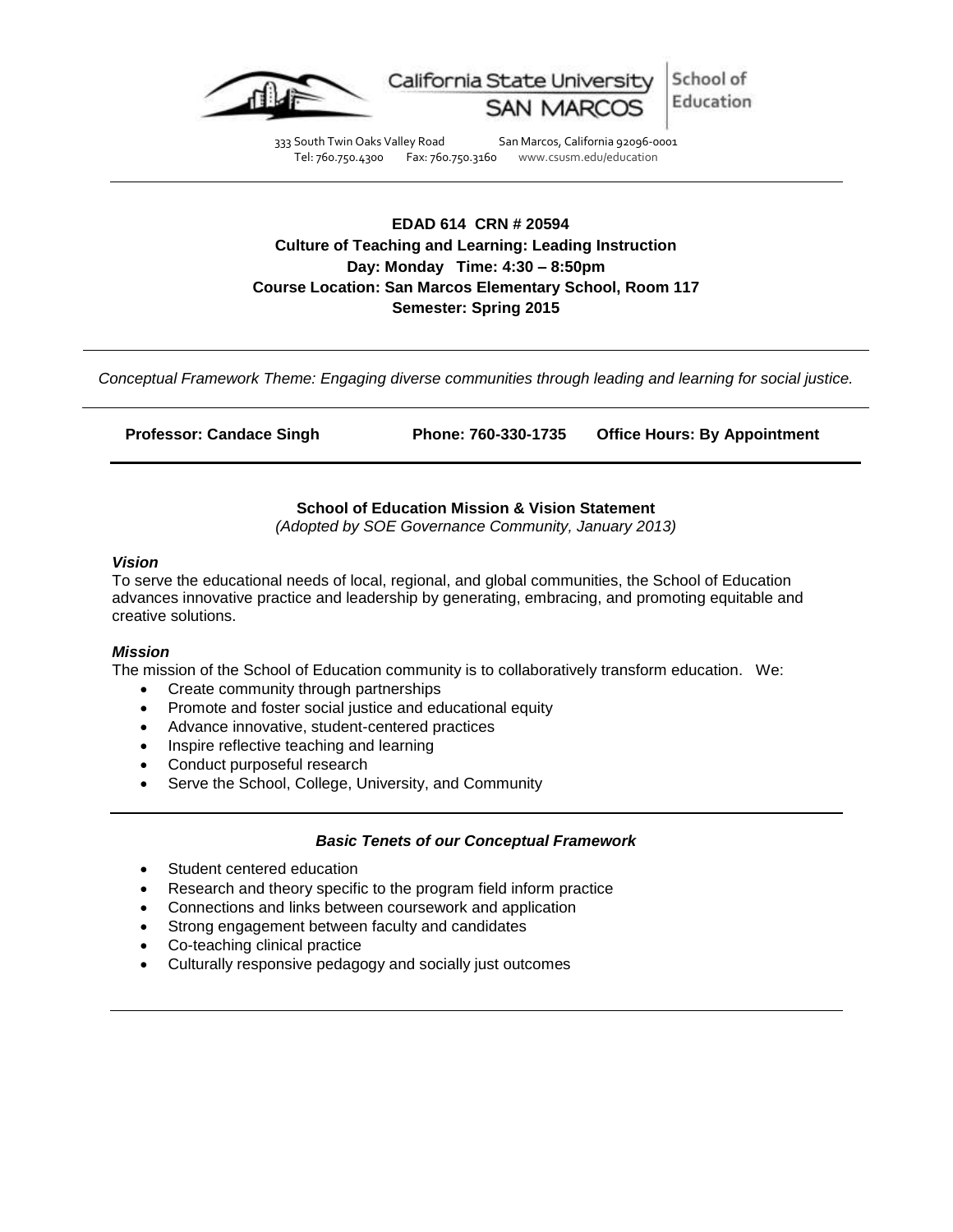California State University SAN MARCOS | School of Education

333 South Twin Oaks Valley Road San Marcos, California 92096-0001
Tel: 760.750.4300 Fax: 760.750.3160 www.csusm.edu/education

---

**EDAD 614 CRN # 20594**
**Culture of Teaching and Learning: Leading Instruction**
**Day: Monday Time: 4:30 – 8:50pm**
**Course Location: San Marcos Elementary School, Room 117**
**Semester: Spring 2015**

---

*Conceptual Framework Theme: Engaging diverse communities through leading and learning for social justice.*

---

**Professor: Candace Singh** **Phone: 760-330-1735** **Office Hours: By Appointment**

---

**School of Education Mission & Vision Statement**
*(Adopted by SOE Governance Community, January 2013)*

***Vision***

To serve the educational needs of local, regional, and global communities, the School of Education advances innovative practice and leadership by generating, embracing, and promoting equitable and creative solutions.

***Mission***

The mission of the School of Education community is to collaboratively transform education. We:

- Create community through partnerships
- Promote and foster social justice and educational equity
- Advance innovative, student-centered practices
- Inspire reflective teaching and learning
- Conduct purposeful research
- Serve the School, College, University, and Community

---

***Basic Tenets of our Conceptual Framework***

- Student centered education
- Research and theory specific to the program field inform practice
- Connections and links between coursework and application
- Strong engagement between faculty and candidates
- Co-teaching clinical practice
- Culturally responsive pedagogy and socially just outcomes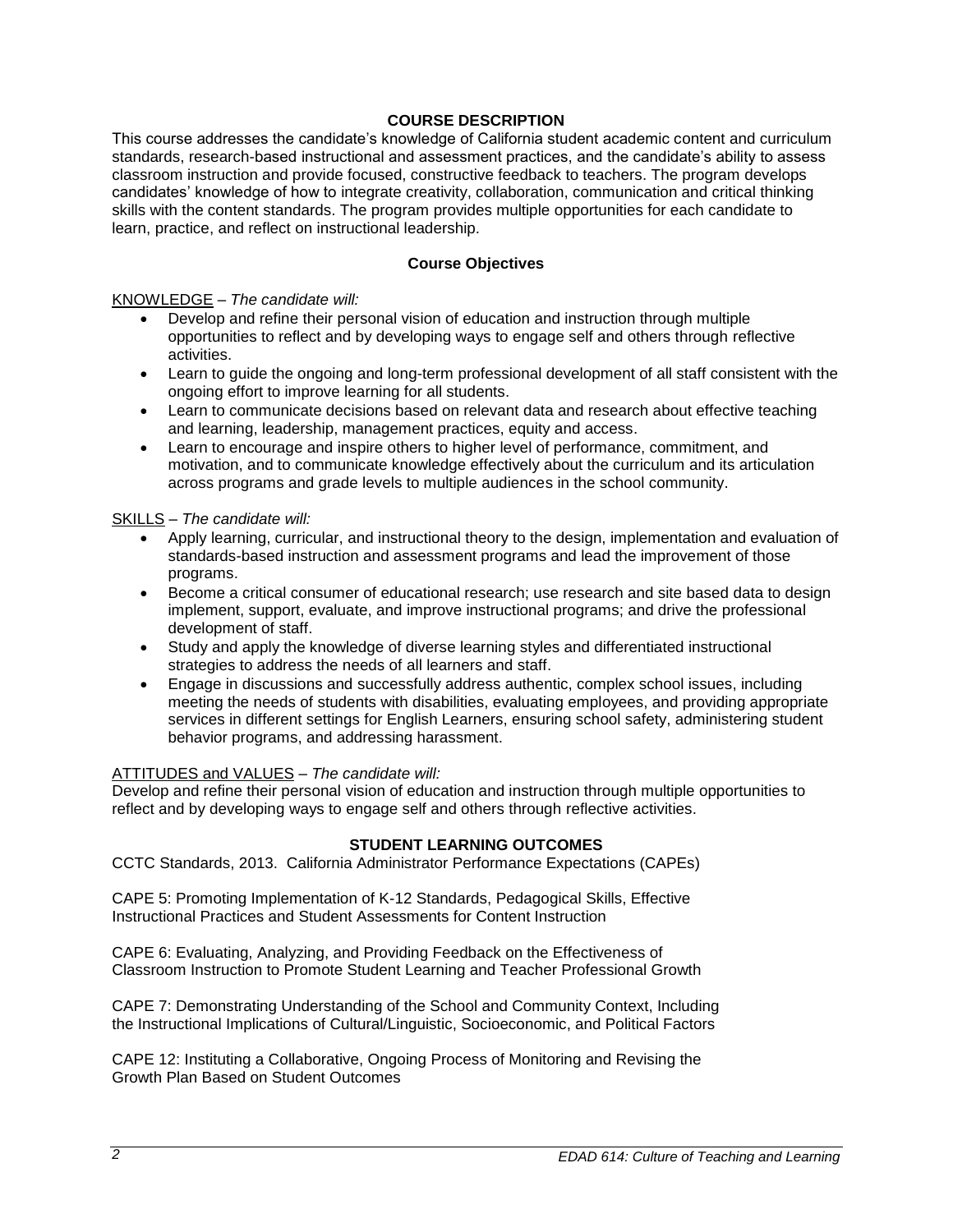## COURSE DESCRIPTION

This course addresses the candidate's knowledge of California student academic content and curriculum standards, research-based instructional and assessment practices, and the candidate's ability to assess classroom instruction and provide focused, constructive feedback to teachers. The program develops candidates' knowledge of how to integrate creativity, collaboration, communication and critical thinking skills with the content standards. The program provides multiple opportunities for each candidate to learn, practice, and reflect on instructional leadership.

### Course Objectives

KNOWLEDGE – *The candidate will:*

- Develop and refine their personal vision of education and instruction through multiple opportunities to reflect and by developing ways to engage self and others through reflective activities.
- Learn to guide the ongoing and long-term professional development of all staff consistent with the ongoing effort to improve learning for all students.
- Learn to communicate decisions based on relevant data and research about effective teaching and learning, leadership, management practices, equity and access.
- Learn to encourage and inspire others to higher level of performance, commitment, and motivation, and to communicate knowledge effectively about the curriculum and its articulation across programs and grade levels to multiple audiences in the school community.

SKILLS – *The candidate will:*

- Apply learning, curricular, and instructional theory to the design, implementation and evaluation of standards-based instruction and assessment programs and lead the improvement of those programs.
- Become a critical consumer of educational research; use research and site based data to design implement, support, evaluate, and improve instructional programs; and drive the professional development of staff.
- Study and apply the knowledge of diverse learning styles and differentiated instructional strategies to address the needs of all learners and staff.
- Engage in discussions and successfully address authentic, complex school issues, including meeting the needs of students with disabilities, evaluating employees, and providing appropriate services in different settings for English Learners, ensuring school safety, administering student behavior programs, and addressing harassment.

ATTITUDES and VALUES – *The candidate will:*

Develop and refine their personal vision of education and instruction through multiple opportunities to reflect and by developing ways to engage self and others through reflective activities.

## STUDENT LEARNING OUTCOMES

CCTC Standards, 2013. California Administrator Performance Expectations (CAPEs)

CAPE 5: Promoting Implementation of K-12 Standards, Pedagogical Skills, Effective Instructional Practices and Student Assessments for Content Instruction

CAPE 6: Evaluating, Analyzing, and Providing Feedback on the Effectiveness of Classroom Instruction to Promote Student Learning and Teacher Professional Growth

CAPE 7: Demonstrating Understanding of the School and Community Context, Including the Instructional Implications of Cultural/Linguistic, Socioeconomic, and Political Factors

CAPE 12: Instituting a Collaborative, Ongoing Process of Monitoring and Revising the Growth Plan Based on Student Outcomes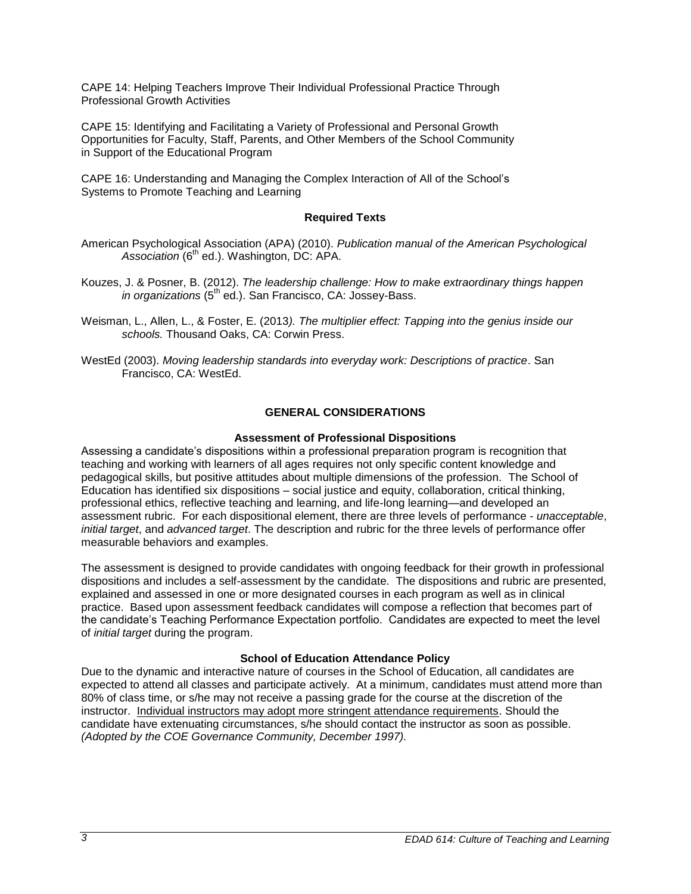CAPE 14: Helping Teachers Improve Their Individual Professional Practice Through Professional Growth Activities

CAPE 15: Identifying and Facilitating a Variety of Professional and Personal Growth Opportunities for Faculty, Staff, Parents, and Other Members of the School Community in Support of the Educational Program

CAPE 16: Understanding and Managing the Complex Interaction of All of the School's Systems to Promote Teaching and Learning

### Required Texts

American Psychological Association (APA) (2010). *Publication manual of the American Psychological Association* (6th ed.). Washington, DC: APA.

Kouzes, J. & Posner, B. (2012). *The leadership challenge: How to make extraordinary things happen in organizations* (5th ed.). San Francisco, CA: Jossey-Bass.

Weisman, L., Allen, L., & Foster, E. (2013*). The multiplier effect: Tapping into the genius inside our schools.* Thousand Oaks, CA: Corwin Press.

WestEd (2003). *Moving leadership standards into everyday work: Descriptions of practice*. San Francisco, CA: WestEd.

## GENERAL CONSIDERATIONS

### Assessment of Professional Dispositions

Assessing a candidate's dispositions within a professional preparation program is recognition that teaching and working with learners of all ages requires not only specific content knowledge and pedagogical skills, but positive attitudes about multiple dimensions of the profession. The School of Education has identified six dispositions – social justice and equity, collaboration, critical thinking, professional ethics, reflective teaching and learning, and life-long learning—and developed an assessment rubric. For each dispositional element, there are three levels of performance - *unacceptable*, *initial target*, and *advanced target*. The description and rubric for the three levels of performance offer measurable behaviors and examples.

The assessment is designed to provide candidates with ongoing feedback for their growth in professional dispositions and includes a self-assessment by the candidate. The dispositions and rubric are presented, explained and assessed in one or more designated courses in each program as well as in clinical practice. Based upon assessment feedback candidates will compose a reflection that becomes part of the candidate's Teaching Performance Expectation portfolio. Candidates are expected to meet the level of *initial target* during the program.

### School of Education Attendance Policy

Due to the dynamic and interactive nature of courses in the School of Education, all candidates are expected to attend all classes and participate actively. At a minimum, candidates must attend more than 80% of class time, or s/he may not receive a passing grade for the course at the discretion of the instructor. Individual instructors may adopt more stringent attendance requirements. Should the candidate have extenuating circumstances, s/he should contact the instructor as soon as possible. *(Adopted by the COE Governance Community, December 1997).*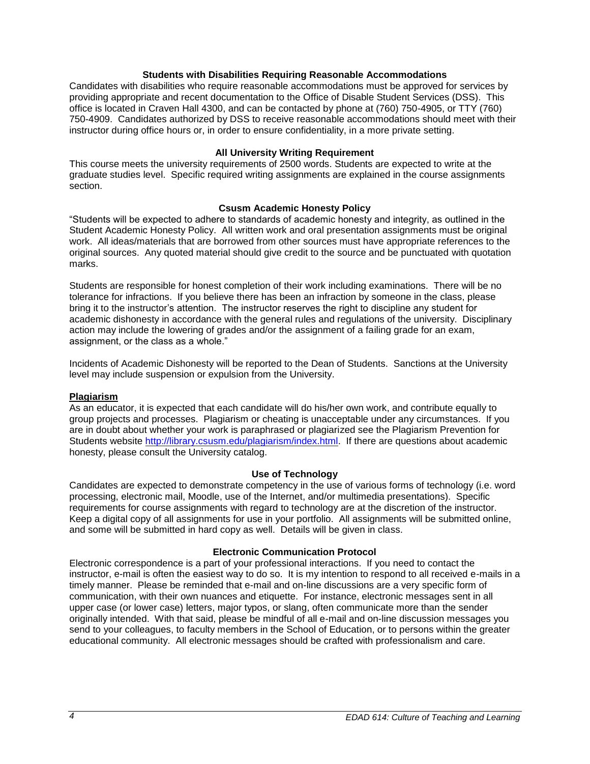### Students with Disabilities Requiring Reasonable Accommodations

Candidates with disabilities who require reasonable accommodations must be approved for services by providing appropriate and recent documentation to the Office of Disable Student Services (DSS). This office is located in Craven Hall 4300, and can be contacted by phone at (760) 750-4905, or TTY (760) 750-4909. Candidates authorized by DSS to receive reasonable accommodations should meet with their instructor during office hours or, in order to ensure confidentiality, in a more private setting.

### All University Writing Requirement

This course meets the university requirements of 2500 words. Students are expected to write at the graduate studies level. Specific required writing assignments are explained in the course assignments section.

### Csusm Academic Honesty Policy

"Students will be expected to adhere to standards of academic honesty and integrity, as outlined in the Student Academic Honesty Policy. All written work and oral presentation assignments must be original work. All ideas/materials that are borrowed from other sources must have appropriate references to the original sources. Any quoted material should give credit to the source and be punctuated with quotation marks.

Students are responsible for honest completion of their work including examinations. There will be no tolerance for infractions. If you believe there has been an infraction by someone in the class, please bring it to the instructor's attention. The instructor reserves the right to discipline any student for academic dishonesty in accordance with the general rules and regulations of the university. Disciplinary action may include the lowering of grades and/or the assignment of a failing grade for an exam, assignment, or the class as a whole."

Incidents of Academic Dishonesty will be reported to the Dean of Students. Sanctions at the University level may include suspension or expulsion from the University.

**Plagiarism**

As an educator, it is expected that each candidate will do his/her own work, and contribute equally to group projects and processes. Plagiarism or cheating is unacceptable under any circumstances. If you are in doubt about whether your work is paraphrased or plagiarized see the Plagiarism Prevention for Students website http://library.csusm.edu/plagiarism/index.html. If there are questions about academic honesty, please consult the University catalog.

### Use of Technology

Candidates are expected to demonstrate competency in the use of various forms of technology (i.e. word processing, electronic mail, Moodle, use of the Internet, and/or multimedia presentations). Specific requirements for course assignments with regard to technology are at the discretion of the instructor. Keep a digital copy of all assignments for use in your portfolio. All assignments will be submitted online, and some will be submitted in hard copy as well. Details will be given in class.

### Electronic Communication Protocol

Electronic correspondence is a part of your professional interactions. If you need to contact the instructor, e-mail is often the easiest way to do so. It is my intention to respond to all received e-mails in a timely manner. Please be reminded that e-mail and on-line discussions are a very specific form of communication, with their own nuances and etiquette. For instance, electronic messages sent in all upper case (or lower case) letters, major typos, or slang, often communicate more than the sender originally intended. With that said, please be mindful of all e-mail and on-line discussion messages you send to your colleagues, to faculty members in the School of Education, or to persons within the greater educational community. All electronic messages should be crafted with professionalism and care.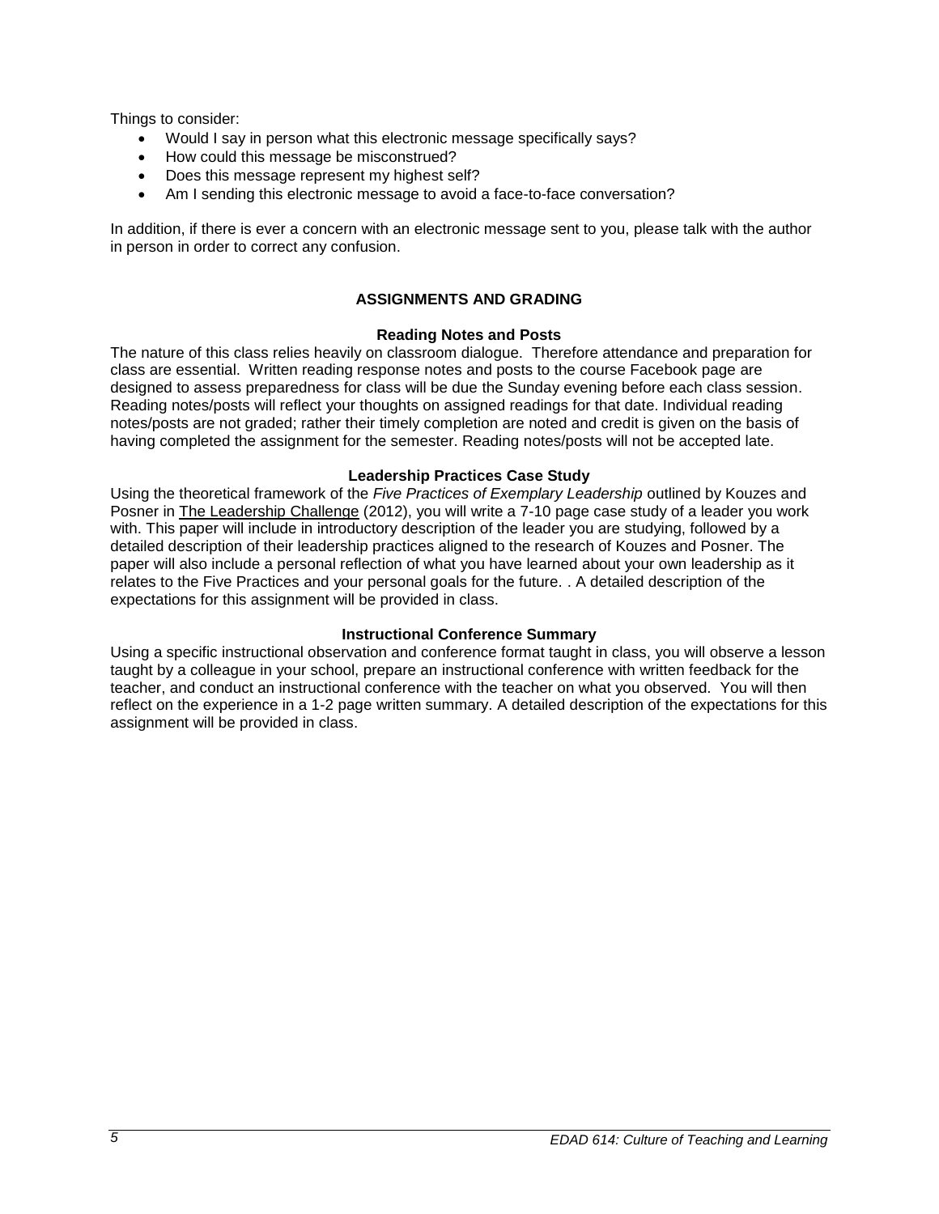Things to consider:

- Would I say in person what this electronic message specifically says?
- How could this message be misconstrued?
- Does this message represent my highest self?
- Am I sending this electronic message to avoid a face-to-face conversation?

In addition, if there is ever a concern with an electronic message sent to you, please talk with the author in person in order to correct any confusion.

## ASSIGNMENTS AND GRADING

### Reading Notes and Posts

The nature of this class relies heavily on classroom dialogue. Therefore attendance and preparation for class are essential. Written reading response notes and posts to the course Facebook page are designed to assess preparedness for class will be due the Sunday evening before each class session. Reading notes/posts will reflect your thoughts on assigned readings for that date. Individual reading notes/posts are not graded; rather their timely completion are noted and credit is given on the basis of having completed the assignment for the semester. Reading notes/posts will not be accepted late.

### Leadership Practices Case Study

Using the theoretical framework of the *Five Practices of Exemplary Leadership* outlined by Kouzes and Posner in The Leadership Challenge (2012), you will write a 7-10 page case study of a leader you work with. This paper will include in introductory description of the leader you are studying, followed by a detailed description of their leadership practices aligned to the research of Kouzes and Posner. The paper will also include a personal reflection of what you have learned about your own leadership as it relates to the Five Practices and your personal goals for the future. . A detailed description of the expectations for this assignment will be provided in class.

### Instructional Conference Summary

Using a specific instructional observation and conference format taught in class, you will observe a lesson taught by a colleague in your school, prepare an instructional conference with written feedback for the teacher, and conduct an instructional conference with the teacher on what you observed. You will then reflect on the experience in a 1-2 page written summary. A detailed description of the expectations for this assignment will be provided in class.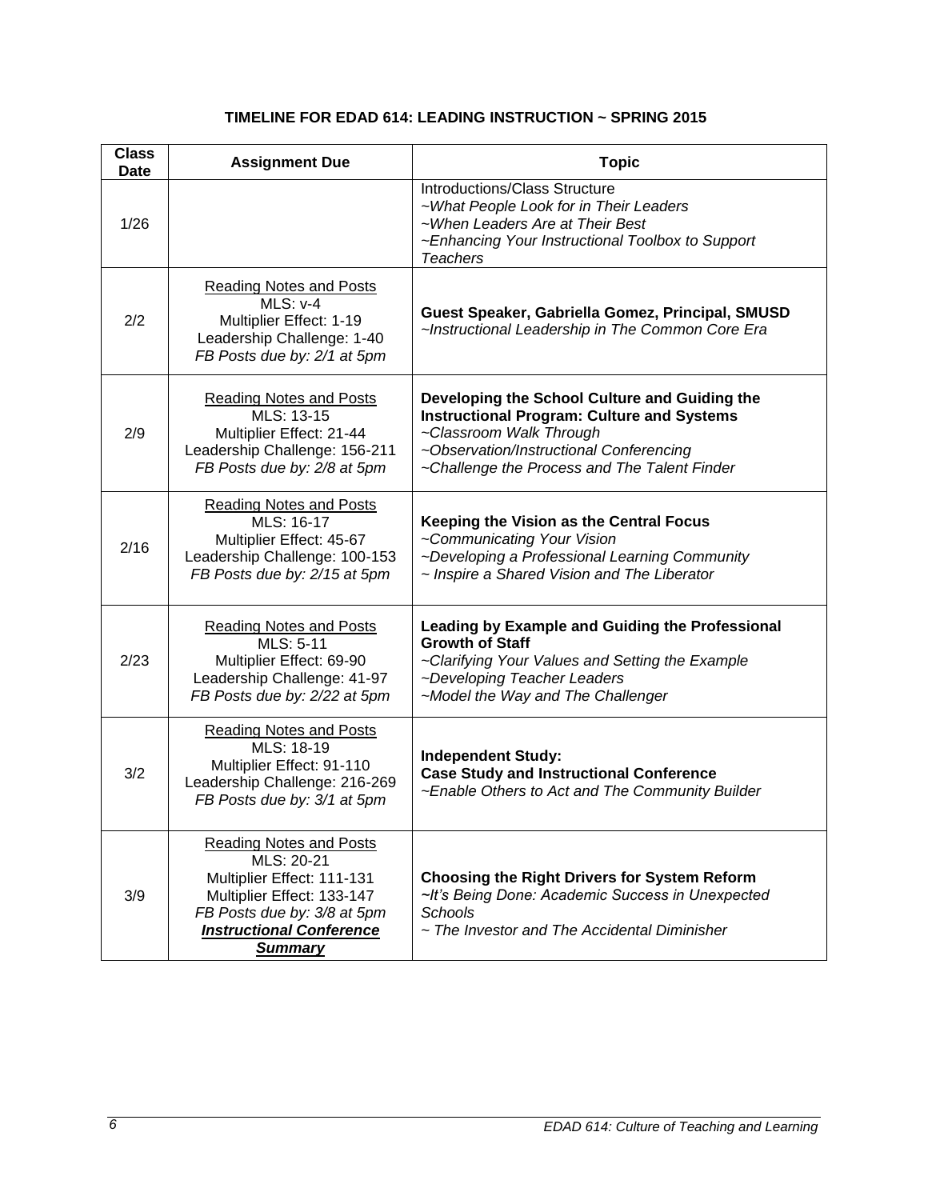**TIMELINE FOR EDAD 614: LEADING INSTRUCTION ~ SPRING 2015**

| Class Date | Assignment Due | Topic |
|---|---|---|
| 1/26 | | Introductions/Class Structure<br>*~What People Look for in Their Leaders*<br>*~When Leaders Are at Their Best*<br>*~Enhancing Your Instructional Toolbox to Support Teachers* |
| 2/2 | Reading Notes and Posts<br>MLS: v-4<br>Multiplier Effect: 1-19<br>Leadership Challenge: 1-40<br>*FB Posts due by: 2/1 at 5pm* | **Guest Speaker, Gabriella Gomez, Principal, SMUSD**<br>*~Instructional Leadership in The Common Core Era* |
| 2/9 | Reading Notes and Posts<br>MLS: 13-15<br>Multiplier Effect: 21-44<br>Leadership Challenge: 156-211<br>*FB Posts due by: 2/8 at 5pm* | **Developing the School Culture and Guiding the Instructional Program: Culture and Systems**<br>*~Classroom Walk Through*<br>*~Observation/Instructional Conferencing*<br>*~Challenge the Process and The Talent Finder* |
| 2/16 | Reading Notes and Posts<br>MLS: 16-17<br>Multiplier Effect: 45-67<br>Leadership Challenge: 100-153<br>*FB Posts due by: 2/15 at 5pm* | **Keeping the Vision as the Central Focus**<br>*~Communicating Your Vision*<br>*~Developing a Professional Learning Community*<br>*~ Inspire a Shared Vision and The Liberator* |
| 2/23 | Reading Notes and Posts<br>MLS: 5-11<br>Multiplier Effect: 69-90<br>Leadership Challenge: 41-97<br>*FB Posts due by: 2/22 at 5pm* | **Leading by Example and Guiding the Professional Growth of Staff**<br>*~Clarifying Your Values and Setting the Example*<br>*~Developing Teacher Leaders*<br>*~Model the Way and The Challenger* |
| 3/2 | Reading Notes and Posts<br>MLS: 18-19<br>Multiplier Effect: 91-110<br>Leadership Challenge: 216-269<br>*FB Posts due by: 3/1 at 5pm* | **Independent Study:**<br>**Case Study and Instructional Conference**<br>*~Enable Others to Act and The Community Builder* |
| 3/9 | Reading Notes and Posts<br>MLS: 20-21<br>Multiplier Effect: 111-131<br>Multiplier Effect: 133-147<br>*FB Posts due by: 3/8 at 5pm*<br>***Instructional Conference Summary*** | **Choosing the Right Drivers for System Reform**<br>*~It's Being Done: Academic Success in Unexpected Schools*<br>*~ The Investor and The Accidental Diminisher* |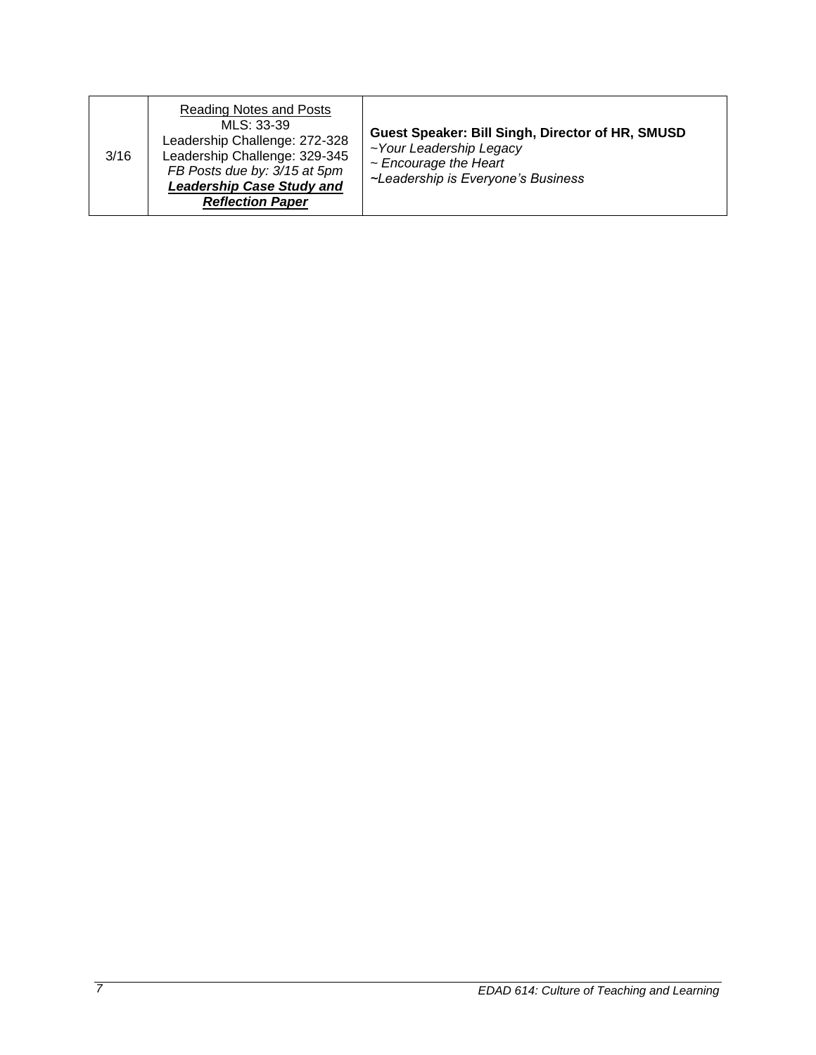| | | |
|---|---|---|
| 3/16 | Reading Notes and Posts<br>MLS: 33-39<br>Leadership Challenge: 272-328<br>Leadership Challenge: 329-345<br>*FB Posts due by: 3/15 at 5pm*<br>***Leadership Case Study and Reflection Paper*** | **Guest Speaker: Bill Singh, Director of HR, SMUSD**<br>*~Your Leadership Legacy*<br>*~ Encourage the Heart*<br>*~Leadership is Everyone's Business* |